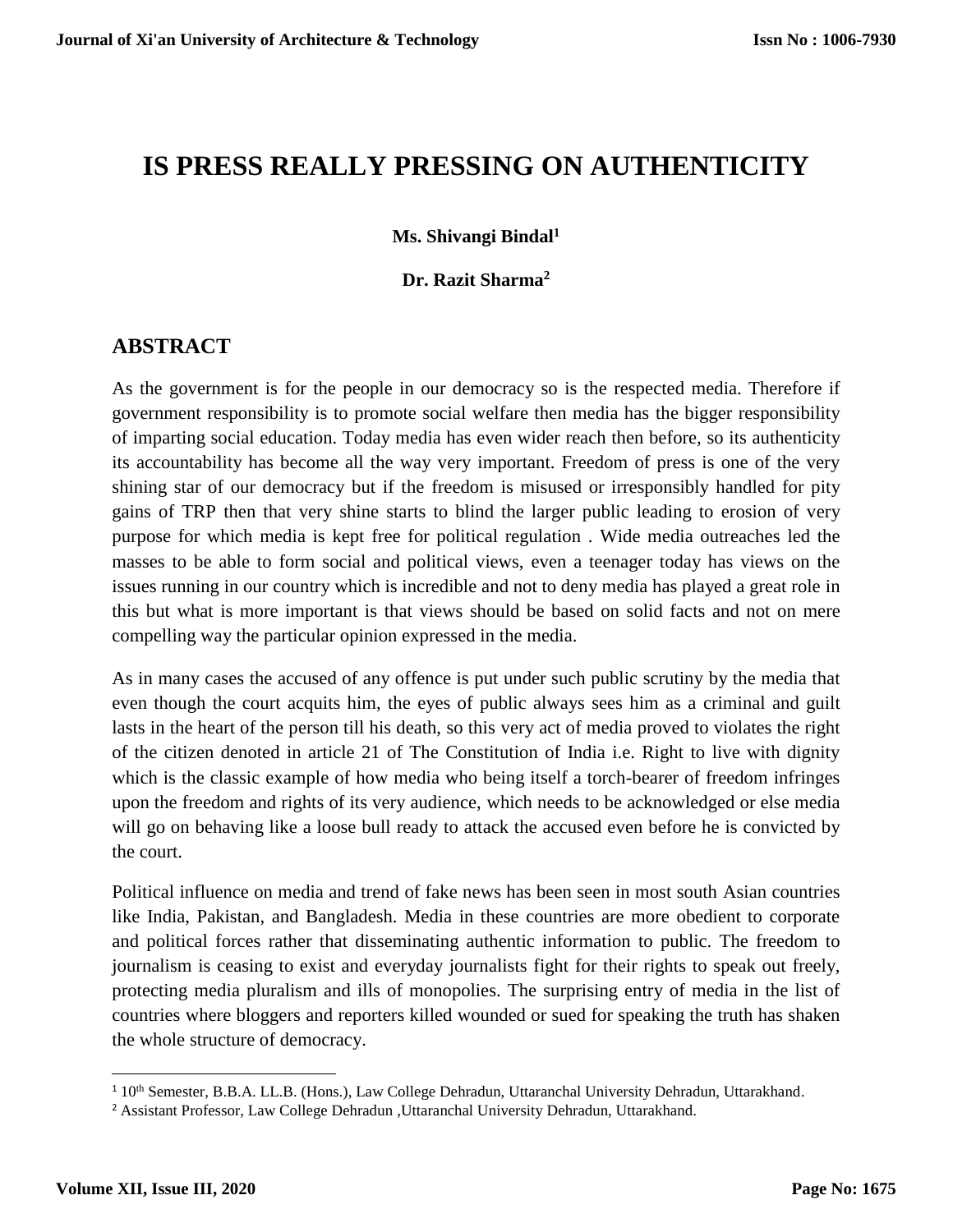# IS PRESS REALLY PRESSING ON AUTHENTICITY

**Ms. Shivangi Bindal[1]**

**Dr. Razit Sharma[2]**

## ABSTRACT

As the government is for the people in our democracy so is the respected media. Therefore if government responsibility is to promote social welfare then media has the bigger responsibility of imparting social education. Today media has even wider reach then before, so its authenticity its accountability has become all the way very important. Freedom of press is one of the very shining star of our democracy but if the freedom is misused or irresponsibly handled for pity gains of TRP then that very shine starts to blind the larger public leading to erosion of very purpose for which media is kept free for political regulation . Wide media outreaches led the masses to be able to form social and political views, even a teenager today has views on the issues running in our country which is incredible and not to deny media has played a great role in this but what is more important is that views should be based on solid facts and not on mere compelling way the particular opinion expressed in the media.

As in many cases the accused of any offence is put under such public scrutiny by the media that even though the court acquits him, the eyes of public always sees him as a criminal and guilt lasts in the heart of the person till his death, so this very act of media proved to violates the right of the citizen denoted in article 21 of The Constitution of India i.e. Right to live with dignity which is the classic example of how media who being itself a torch-bearer of freedom infringes upon the freedom and rights of its very audience, which needs to be acknowledged or else media will go on behaving like a loose bull ready to attack the accused even before he is convicted by the court.

Political influence on media and trend of fake news has been seen in most south Asian countries like India, Pakistan, and Bangladesh. Media in these countries are more obedient to corporate and political forces rather that disseminating authentic information to public. The freedom to journalism is ceasing to exist and everyday journalists fight for their rights to speak out freely, protecting media pluralism and ills of monopolies. The surprising entry of media in the list of countries where bloggers and reporters killed wounded or sued for speaking the truth has shaken the whole structure of democracy.

---

[1] 10th Semester, B.B.A. LL.B. (Hons.), Law College Dehradun, Uttaranchal University Dehradun, Uttarakhand.

[2] Assistant Professor, Law College Dehradun ,Uttaranchal University Dehradun, Uttarakhand.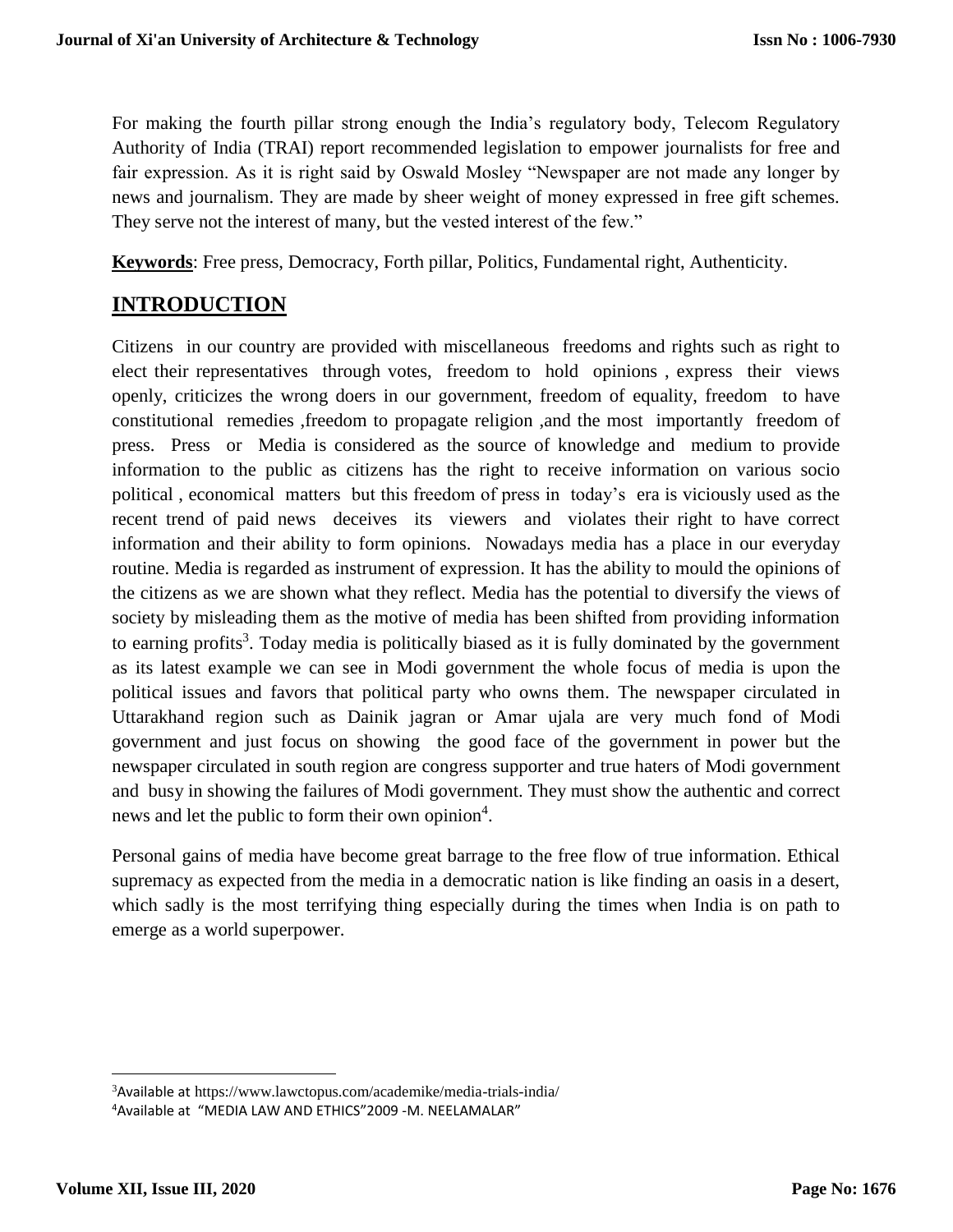For making the fourth pillar strong enough the India's regulatory body, Telecom Regulatory Authority of India (TRAI) report recommended legislation to empower journalists for free and fair expression. As it is right said by Oswald Mosley "Newspaper are not made any longer by news and journalism. They are made by sheer weight of money expressed in free gift schemes. They serve not the interest of many, but the vested interest of the few."

**Keywords**: Free press, Democracy, Forth pillar, Politics, Fundamental right, Authenticity.

## INTRODUCTION

Citizens in our country are provided with miscellaneous freedoms and rights such as right to elect their representatives through votes, freedom to hold opinions , express their views openly, criticizes the wrong doers in our government, freedom of equality, freedom to have constitutional remedies ,freedom to propagate religion ,and the most importantly freedom of press. Press or Media is considered as the source of knowledge and medium to provide information to the public as citizens has the right to receive information on various socio political , economical matters but this freedom of press in today's era is viciously used as the recent trend of paid news deceives its viewers and violates their right to have correct information and their ability to form opinions. Nowadays media has a place in our everyday routine. Media is regarded as instrument of expression. It has the ability to mould the opinions of the citizens as we are shown what they reflect. Media has the potential to diversify the views of society by misleading them as the motive of media has been shifted from providing information to earning profits[3]. Today media is politically biased as it is fully dominated by the government as its latest example we can see in Modi government the whole focus of media is upon the political issues and favors that political party who owns them. The newspaper circulated in Uttarakhand region such as Dainik jagran or Amar ujala are very much fond of Modi government and just focus on showing the good face of the government in power but the newspaper circulated in south region are congress supporter and true haters of Modi government and busy in showing the failures of Modi government. They must show the authentic and correct news and let the public to form their own opinion[4].

Personal gains of media have become great barrage to the free flow of true information. Ethical supremacy as expected from the media in a democratic nation is like finding an oasis in a desert, which sadly is the most terrifying thing especially during the times when India is on path to emerge as a world superpower.

---

[3]Available at https://www.lawctopus.com/academike/media-trials-india/

[4]Available at "MEDIA LAW AND ETHICS"2009 -M. NEELAMALAR"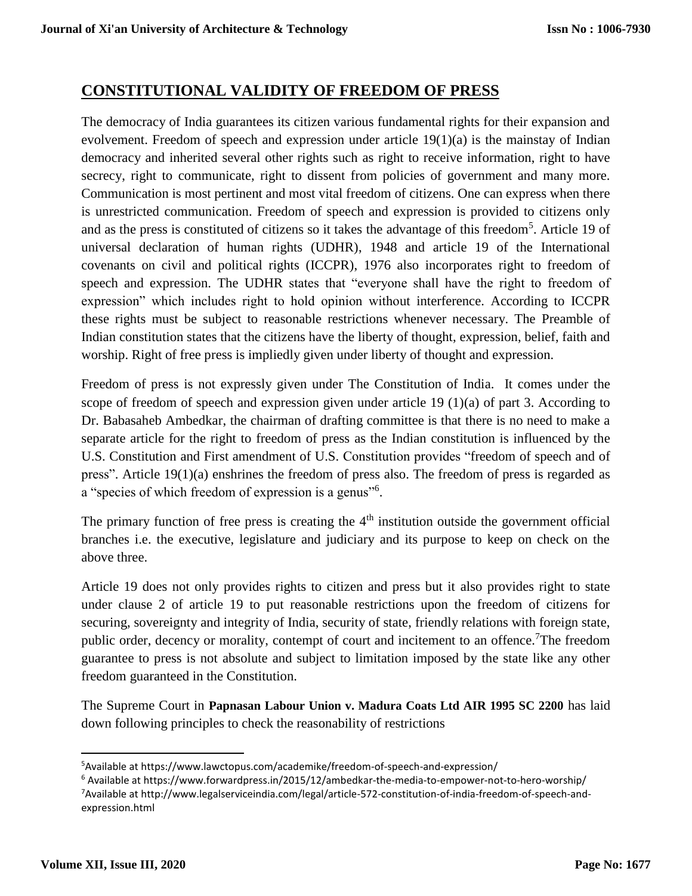## CONSTITUTIONAL VALIDITY OF FREEDOM OF PRESS

The democracy of India guarantees its citizen various fundamental rights for their expansion and evolvement. Freedom of speech and expression under article 19(1)(a) is the mainstay of Indian democracy and inherited several other rights such as right to receive information, right to have secrecy, right to communicate, right to dissent from policies of government and many more. Communication is most pertinent and most vital freedom of citizens. One can express when there is unrestricted communication. Freedom of speech and expression is provided to citizens only and as the press is constituted of citizens so it takes the advantage of this freedom[5]. Article 19 of universal declaration of human rights (UDHR), 1948 and article 19 of the International covenants on civil and political rights (ICCPR), 1976 also incorporates right to freedom of speech and expression. The UDHR states that "everyone shall have the right to freedom of expression" which includes right to hold opinion without interference. According to ICCPR these rights must be subject to reasonable restrictions whenever necessary. The Preamble of Indian constitution states that the citizens have the liberty of thought, expression, belief, faith and worship. Right of free press is impliedly given under liberty of thought and expression.

Freedom of press is not expressly given under The Constitution of India. It comes under the scope of freedom of speech and expression given under article 19 (1)(a) of part 3. According to Dr. Babasaheb Ambedkar, the chairman of drafting committee is that there is no need to make a separate article for the right to freedom of press as the Indian constitution is influenced by the U.S. Constitution and First amendment of U.S. Constitution provides "freedom of speech and of press". Article 19(1)(a) enshrines the freedom of press also. The freedom of press is regarded as a "species of which freedom of expression is a genus"[6].

The primary function of free press is creating the 4th institution outside the government official branches i.e. the executive, legislature and judiciary and its purpose to keep on check on the above three.

Article 19 does not only provides rights to citizen and press but it also provides right to state under clause 2 of article 19 to put reasonable restrictions upon the freedom of citizens for securing, sovereignty and integrity of India, security of state, friendly relations with foreign state, public order, decency or morality, contempt of court and incitement to an offence.[7]The freedom guarantee to press is not absolute and subject to limitation imposed by the state like any other freedom guaranteed in the Constitution.

The Supreme Court in **Papnasan Labour Union v. Madura Coats Ltd AIR 1995 SC 2200** has laid down following principles to check the reasonability of restrictions

---

[5]Available at https://www.lawctopus.com/academike/freedom-of-speech-and-expression/

[6] Available at https://www.forwardpress.in/2015/12/ambedkar-the-media-to-empower-not-to-hero-worship/

[7]Available at http://www.legalserviceindia.com/legal/article-572-constitution-of-india-freedom-of-speech-and-expression.html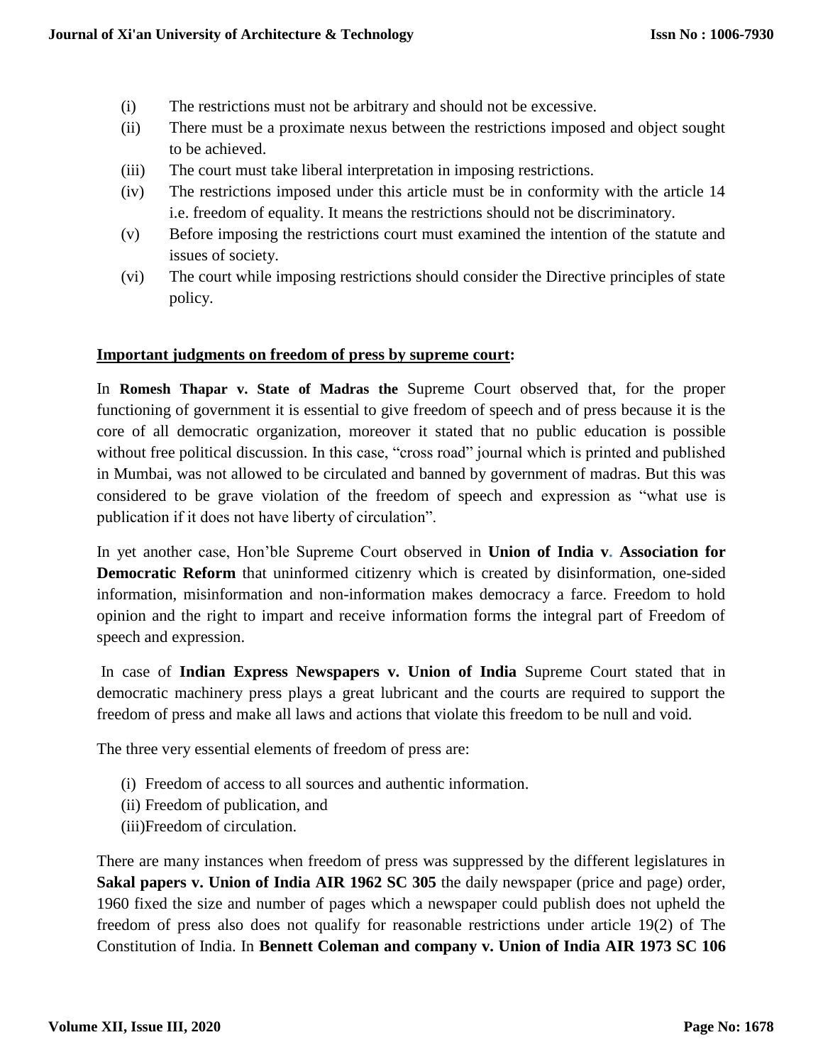(i) The restrictions must not be arbitrary and should not be excessive.

(ii) There must be a proximate nexus between the restrictions imposed and object sought to be achieved.

(iii) The court must take liberal interpretation in imposing restrictions.

(iv) The restrictions imposed under this article must be in conformity with the article 14 i.e. freedom of equality. It means the restrictions should not be discriminatory.

(v) Before imposing the restrictions court must examined the intention of the statute and issues of society.

(vi) The court while imposing restrictions should consider the Directive principles of state policy.

**Important judgments on freedom of press by supreme court:**

In **Romesh Thapar v. State of Madras the** Supreme Court observed that, for the proper functioning of government it is essential to give freedom of speech and of press because it is the core of all democratic organization, moreover it stated that no public education is possible without free political discussion. In this case, "cross road" journal which is printed and published in Mumbai, was not allowed to be circulated and banned by government of madras. But this was considered to be grave violation of the freedom of speech and expression as "what use is publication if it does not have liberty of circulation".

In yet another case, Hon'ble Supreme Court observed in **Union of India v. Association for Democratic Reform** that uninformed citizenry which is created by disinformation, one-sided information, misinformation and non-information makes democracy a farce. Freedom to hold opinion and the right to impart and receive information forms the integral part of Freedom of speech and expression.

In case of **Indian Express Newspapers v. Union of India** Supreme Court stated that in democratic machinery press plays a great lubricant and the courts are required to support the freedom of press and make all laws and actions that violate this freedom to be null and void.

The three very essential elements of freedom of press are:

(i) Freedom of access to all sources and authentic information.

(ii) Freedom of publication, and

(iii)Freedom of circulation.

There are many instances when freedom of press was suppressed by the different legislatures in **Sakal papers v. Union of India AIR 1962 SC 305** the daily newspaper (price and page) order, 1960 fixed the size and number of pages which a newspaper could publish does not upheld the freedom of press also does not qualify for reasonable restrictions under article 19(2) of The Constitution of India. In **Bennett Coleman and company v. Union of India AIR 1973 SC 106**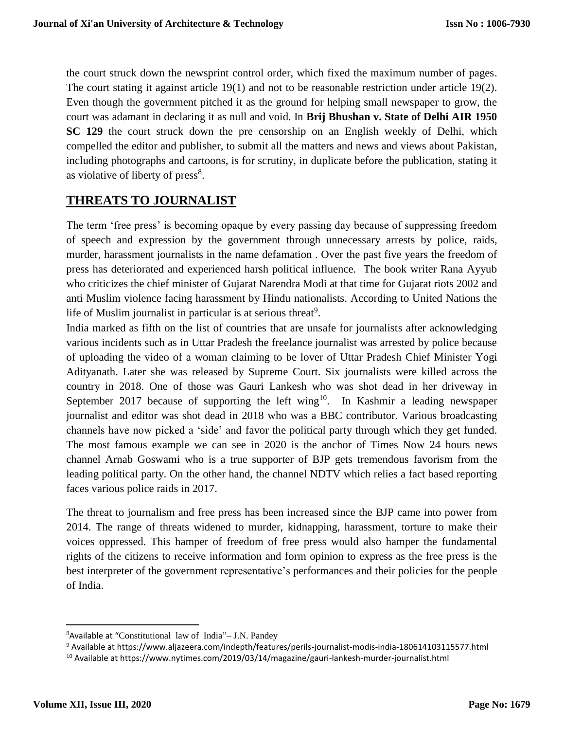the court struck down the newsprint control order, which fixed the maximum number of pages. The court stating it against article 19(1) and not to be reasonable restriction under article 19(2). Even though the government pitched it as the ground for helping small newspaper to grow, the court was adamant in declaring it as null and void. In **Brij Bhushan v. State of Delhi AIR 1950 SC 129** the court struck down the pre censorship on an English weekly of Delhi, which compelled the editor and publisher, to submit all the matters and news and views about Pakistan, including photographs and cartoons, is for scrutiny, in duplicate before the publication, stating it as violative of liberty of press[8].

## THREATS TO JOURNALIST

The term 'free press' is becoming opaque by every passing day because of suppressing freedom of speech and expression by the government through unnecessary arrests by police, raids, murder, harassment journalists in the name defamation . Over the past five years the freedom of press has deteriorated and experienced harsh political influence. The book writer Rana Ayyub who criticizes the chief minister of Gujarat Narendra Modi at that time for Gujarat riots 2002 and anti Muslim violence facing harassment by Hindu nationalists. According to United Nations the life of Muslim journalist in particular is at serious threat[9].

India marked as fifth on the list of countries that are unsafe for journalists after acknowledging various incidents such as in Uttar Pradesh the freelance journalist was arrested by police because of uploading the video of a woman claiming to be lover of Uttar Pradesh Chief Minister Yogi Adityanath. Later she was released by Supreme Court. Six journalists were killed across the country in 2018. One of those was Gauri Lankesh who was shot dead in her driveway in September 2017 because of supporting the left wing[10]. In Kashmir a leading newspaper journalist and editor was shot dead in 2018 who was a BBC contributor. Various broadcasting channels have now picked a 'side' and favor the political party through which they get funded. The most famous example we can see in 2020 is the anchor of Times Now 24 hours news channel Arnab Goswami who is a true supporter of BJP gets tremendous favorism from the leading political party. On the other hand, the channel NDTV which relies a fact based reporting faces various police raids in 2017.

The threat to journalism and free press has been increased since the BJP came into power from 2014. The range of threats widened to murder, kidnapping, harassment, torture to make their voices oppressed. This hamper of freedom of free press would also hamper the fundamental rights of the citizens to receive information and form opinion to express as the free press is the best interpreter of the government representative's performances and their policies for the people of India.

---

[8] Available at "Constitutional law of India"– J.N. Pandey

[9] Available at https://www.aljazeera.com/indepth/features/perils-journalist-modis-india-180614103115577.html

[10] Available at https://www.nytimes.com/2019/03/14/magazine/gauri-lankesh-murder-journalist.html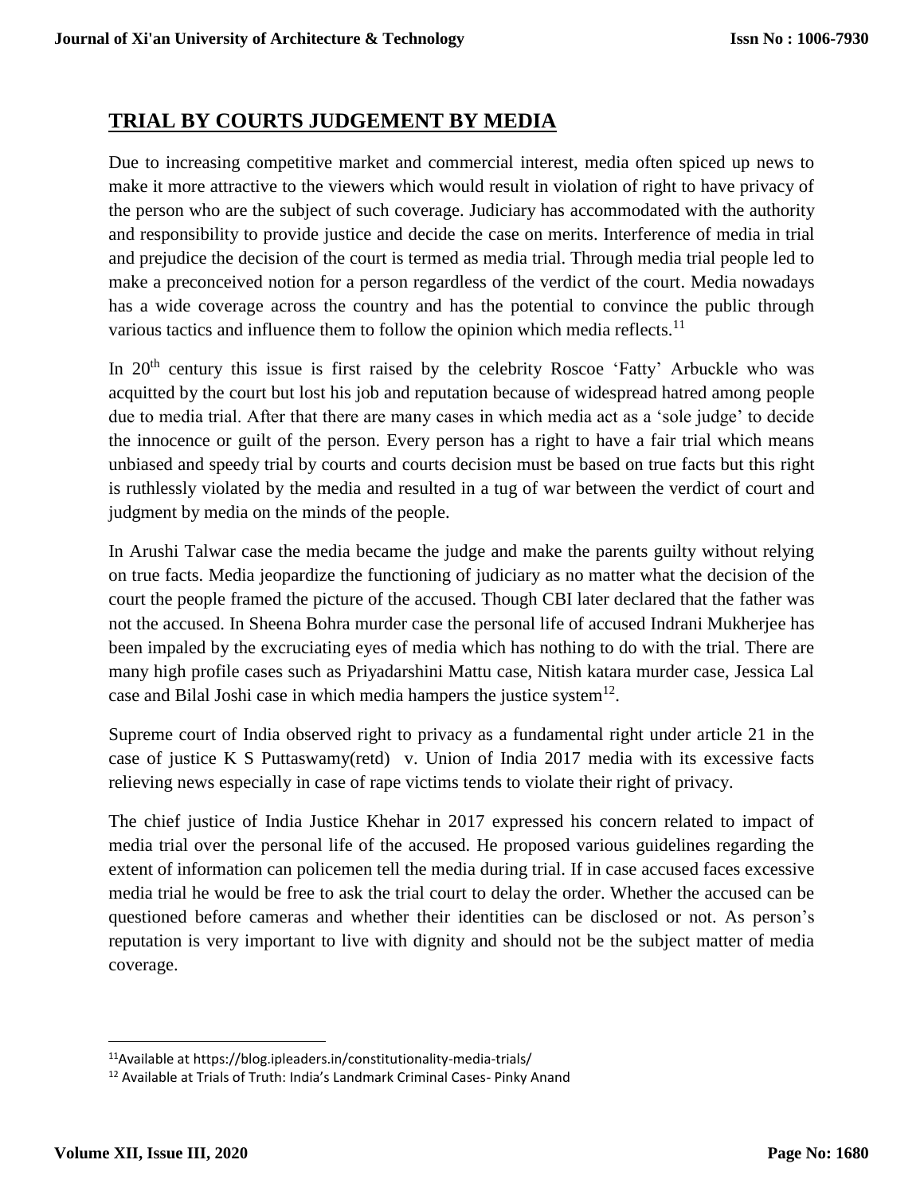## TRIAL BY COURTS JUDGEMENT BY MEDIA

Due to increasing competitive market and commercial interest, media often spiced up news to make it more attractive to the viewers which would result in violation of right to have privacy of the person who are the subject of such coverage. Judiciary has accommodated with the authority and responsibility to provide justice and decide the case on merits. Interference of media in trial and prejudice the decision of the court is termed as media trial. Through media trial people led to make a preconceived notion for a person regardless of the verdict of the court. Media nowadays has a wide coverage across the country and has the potential to convince the public through various tactics and influence them to follow the opinion which media reflects.[11]

In 20th century this issue is first raised by the celebrity Roscoe 'Fatty' Arbuckle who was acquitted by the court but lost his job and reputation because of widespread hatred among people due to media trial. After that there are many cases in which media act as a 'sole judge' to decide the innocence or guilt of the person. Every person has a right to have a fair trial which means unbiased and speedy trial by courts and courts decision must be based on true facts but this right is ruthlessly violated by the media and resulted in a tug of war between the verdict of court and judgment by media on the minds of the people.

In Arushi Talwar case the media became the judge and make the parents guilty without relying on true facts. Media jeopardize the functioning of judiciary as no matter what the decision of the court the people framed the picture of the accused. Though CBI later declared that the father was not the accused. In Sheena Bohra murder case the personal life of accused Indrani Mukherjee has been impaled by the excruciating eyes of media which has nothing to do with the trial. There are many high profile cases such as Priyadarshini Mattu case, Nitish katara murder case, Jessica Lal case and Bilal Joshi case in which media hampers the justice system[12].

Supreme court of India observed right to privacy as a fundamental right under article 21 in the case of justice K S Puttaswamy(retd) v. Union of India 2017 media with its excessive facts relieving news especially in case of rape victims tends to violate their right of privacy.

The chief justice of India Justice Khehar in 2017 expressed his concern related to impact of media trial over the personal life of the accused. He proposed various guidelines regarding the extent of information can policemen tell the media during trial. If in case accused faces excessive media trial he would be free to ask the trial court to delay the order. Whether the accused can be questioned before cameras and whether their identities can be disclosed or not. As person's reputation is very important to live with dignity and should not be the subject matter of media coverage.

---

[11]Available at https://blog.ipleaders.in/constitutionality-media-trials/

[12] Available at Trials of Truth: India's Landmark Criminal Cases- Pinky Anand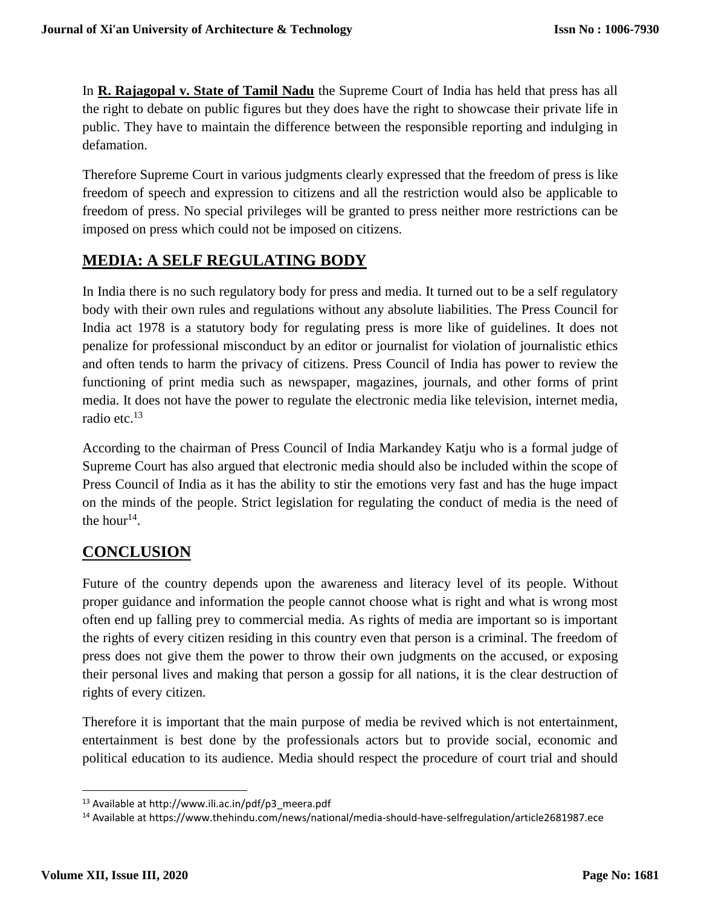In **R. Rajagopal v. State of Tamil Nadu** the Supreme Court of India has held that press has all the right to debate on public figures but they does have the right to showcase their private life in public. They have to maintain the difference between the responsible reporting and indulging in defamation.

Therefore Supreme Court in various judgments clearly expressed that the freedom of press is like freedom of speech and expression to citizens and all the restriction would also be applicable to freedom of press. No special privileges will be granted to press neither more restrictions can be imposed on press which could not be imposed on citizens.

## MEDIA: A SELF REGULATING BODY

In India there is no such regulatory body for press and media. It turned out to be a self regulatory body with their own rules and regulations without any absolute liabilities. The Press Council for India act 1978 is a statutory body for regulating press is more like of guidelines. It does not penalize for professional misconduct by an editor or journalist for violation of journalistic ethics and often tends to harm the privacy of citizens. Press Council of India has power to review the functioning of print media such as newspaper, magazines, journals, and other forms of print media. It does not have the power to regulate the electronic media like television, internet media, radio etc.[13]

According to the chairman of Press Council of India Markandey Katju who is a formal judge of Supreme Court has also argued that electronic media should also be included within the scope of Press Council of India as it has the ability to stir the emotions very fast and has the huge impact on the minds of the people. Strict legislation for regulating the conduct of media is the need of the hour[14].

## CONCLUSION

Future of the country depends upon the awareness and literacy level of its people. Without proper guidance and information the people cannot choose what is right and what is wrong most often end up falling prey to commercial media. As rights of media are important so is important the rights of every citizen residing in this country even that person is a criminal. The freedom of press does not give them the power to throw their own judgments on the accused, or exposing their personal lives and making that person a gossip for all nations, it is the clear destruction of rights of every citizen.

Therefore it is important that the main purpose of media be revived which is not entertainment, entertainment is best done by the professionals actors but to provide social, economic and political education to its audience. Media should respect the procedure of court trial and should

---

[13] Available at http://www.ili.ac.in/pdf/p3_meera.pdf

[14] Available at https://www.thehindu.com/news/national/media-should-have-selfregulation/article2681987.ece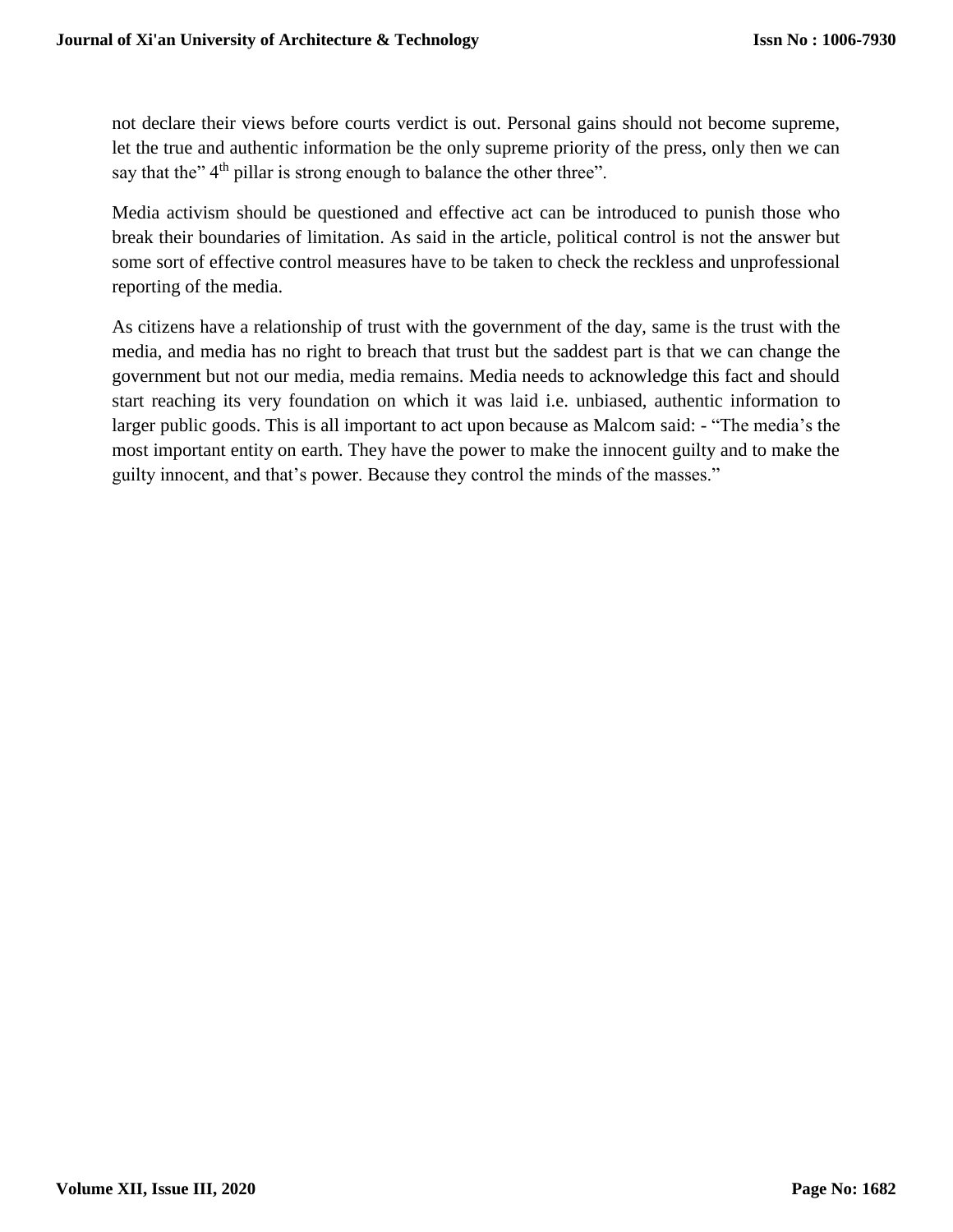not declare their views before courts verdict is out. Personal gains should not become supreme, let the true and authentic information be the only supreme priority of the press, only then we can say that the" $4^{th}$ pillar is strong enough to balance the other three".

Media activism should be questioned and effective act can be introduced to punish those who break their boundaries of limitation. As said in the article, political control is not the answer but some sort of effective control measures have to be taken to check the reckless and unprofessional reporting of the media.

As citizens have a relationship of trust with the government of the day, same is the trust with the media, and media has no right to breach that trust but the saddest part is that we can change the government but not our media, media remains. Media needs to acknowledge this fact and should start reaching its very foundation on which it was laid i.e. unbiased, authentic information to larger public goods. This is all important to act upon because as Malcom said: - "The media's the most important entity on earth. They have the power to make the innocent guilty and to make the guilty innocent, and that's power. Because they control the minds of the masses."